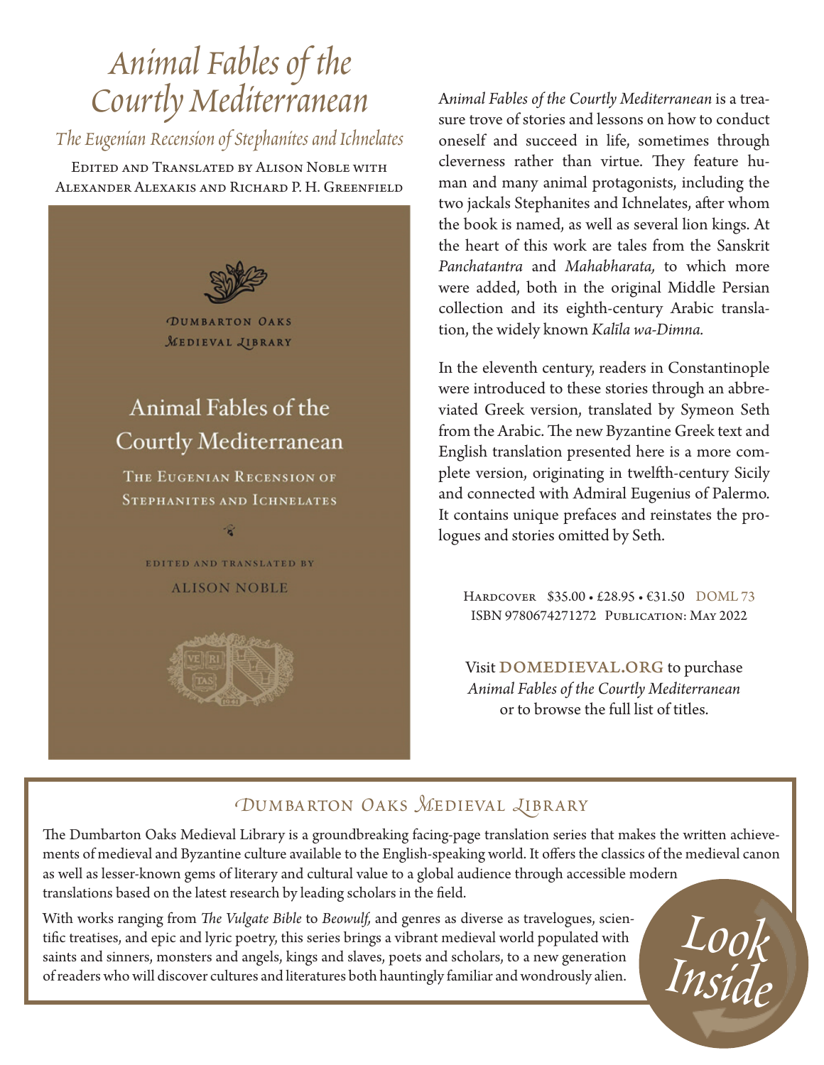# *Animal Fables of the Courtly Mediterranean*

## *The Eugenian Recension of Stephanites and Ichnelates*

Edited and Translated by Alison Noble with Alexander Alexakis and Richard P. H. Greenfield

*Animal Fables of the Courtly Mediterranean* is a treasure trove of stories and lessons on how to conduct oneself and succeed in life, sometimes through cleverness rather than virtue. They feature human and many animal protagonists, including the two jackals Stephanites and Ichnelates, after whom the book is named, as well as several lion kings. At the heart of this work are tales from the Sanskrit *Panchatantra* and *Mahabharata,* to which more were added, both in the original Middle Persian collection and its eighth-century Arabic translation, the widely known *Kalīla wa-Dimna.*

In the eleventh century, readers in Constantinople were introduced to these stories through an abbreviated Greek version, translated by Symeon Seth from the Arabic. The new Byzantine Greek text and English translation presented here is a more complete version, originating in twelfth-century Sicily and connected with Admiral Eugenius of Palermo. It contains unique prefaces and reinstates the prologues and stories omitted by Seth.

Hardcover $35.00 • £28.95 • €31.50 DOML 73
ISBN 9780674271272 Publication: May 2022

Visit **DOMEDIEVAL.ORG** to purchase *Animal Fables of the Courtly Mediterranean* or to browse the full list of titles.

## Dumbarton Oaks Medieval Library

The Dumbarton Oaks Medieval Library is a groundbreaking facing-page translation series that makes the written achievements of medieval and Byzantine culture available to the English-speaking world. It offers the classics of the medieval canon as well as lesser-known gems of literary and cultural value to a global audience through accessible modern translations based on the latest research by leading scholars in the field.

With works ranging from *The Vulgate Bible* to *Beowulf,* and genres as diverse as travelogues, scientific treatises, and epic and lyric poetry, this series brings a vibrant medieval world populated with saints and sinners, monsters and angels, kings and slaves, poets and scholars, to a new generation of readers who will discover cultures and literatures both hauntingly familiar and wondrously alien.

*Look Inside*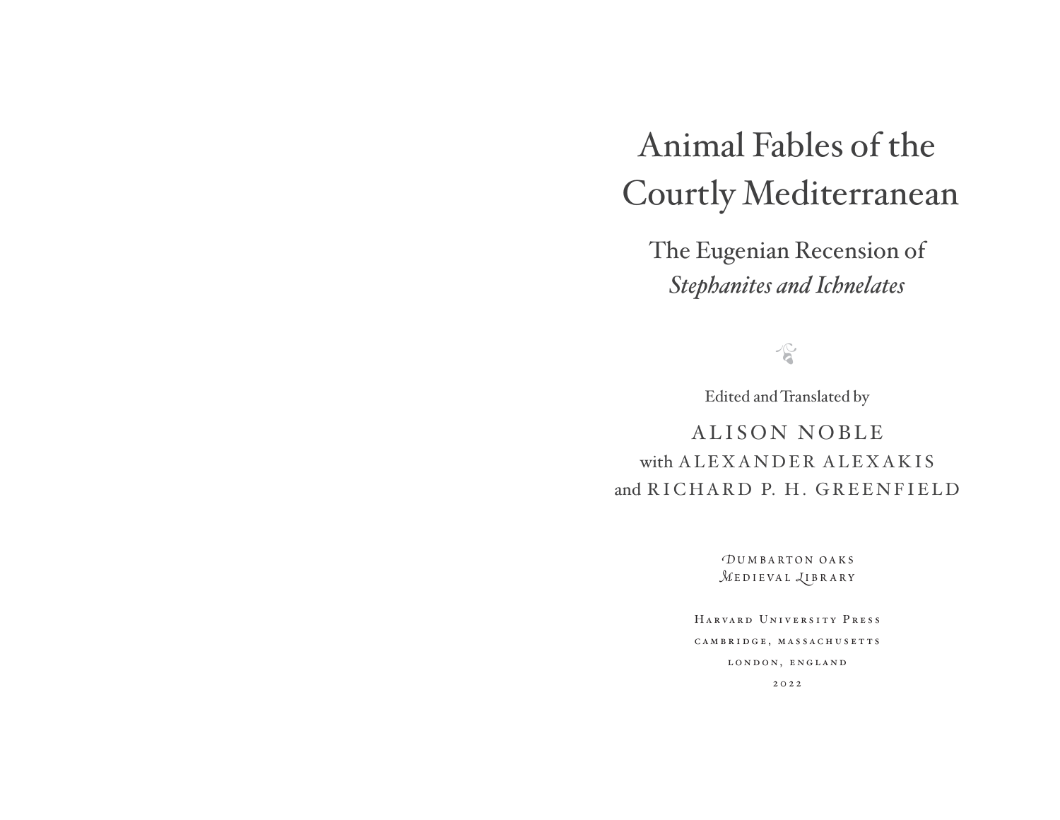# Animal Fables of the Courtly Mediterranean

## The Eugenian Recension of *Stephanites and Ichnelates*

Edited and Translated by

ALISON NOBLE
with ALEXANDER ALEXAKIS
and RICHARD P. H. GREENFIELD

DUMBARTON OAKS
MEDIEVAL LIBRARY

HARVARD UNIVERSITY PRESS
CAMBRIDGE, MASSACHUSETTS
LONDON, ENGLAND
2022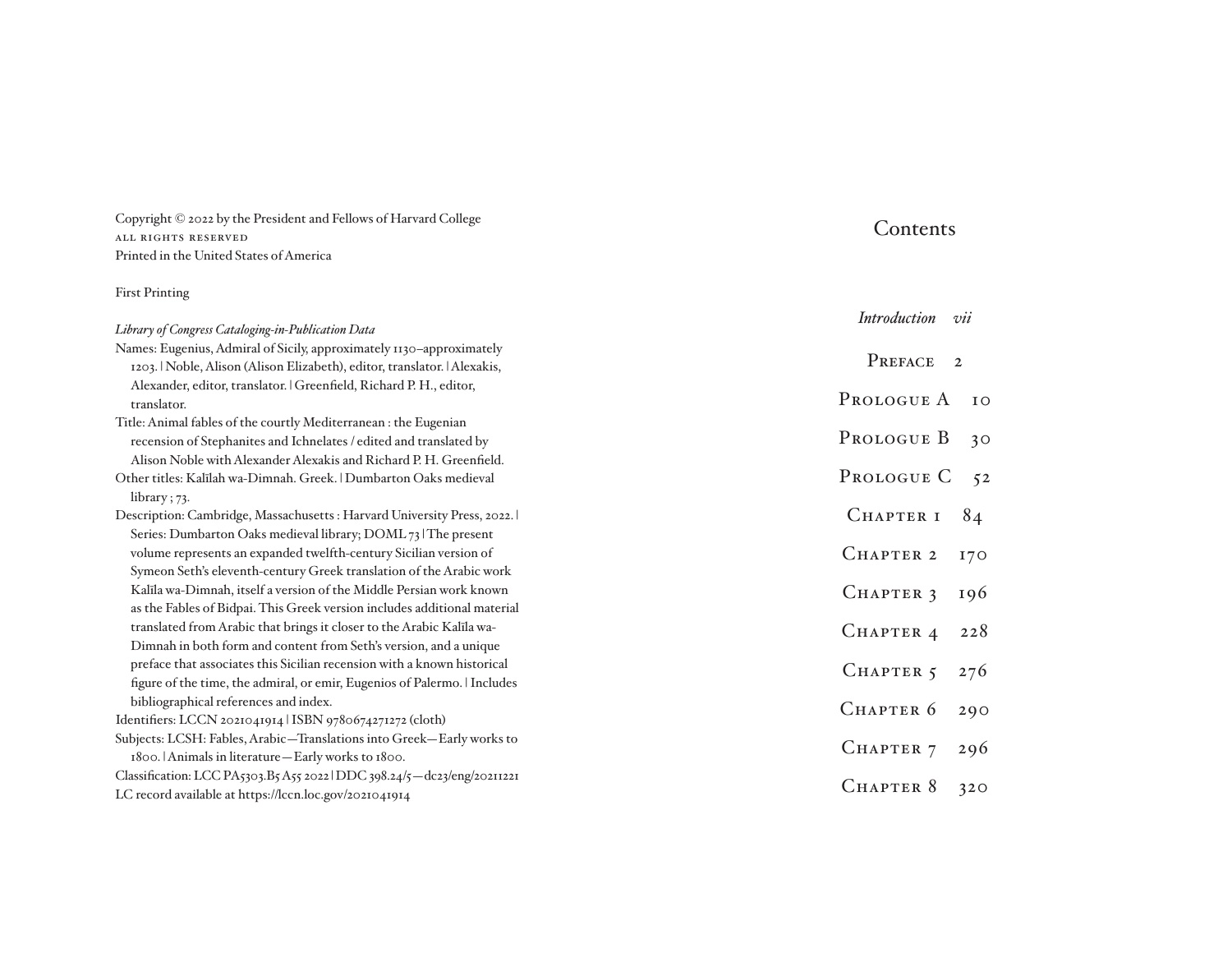Copyright © 2022 by the President and Fellows of Harvard College
ALL RIGHTS RESERVED
Printed in the United States of America

First Printing

*Library of Congress Cataloging-in-Publication Data*
Names: Eugenius, Admiral of Sicily, approximately 1130–approximately 1203. | Noble, Alison (Alison Elizabeth), editor, translator. | Alexakis, Alexander, editor, translator. | Greenfield, Richard P. H., editor, translator.
Title: Animal fables of the courtly Mediterranean : the Eugenian recension of Stephanites and Ichnelates / edited and translated by Alison Noble with Alexander Alexakis and Richard P. H. Greenfield.
Other titles: Kalīlah wa-Dimnah. Greek. | Dumbarton Oaks medieval library ; 73.
Description: Cambridge, Massachusetts : Harvard University Press, 2022. | Series: Dumbarton Oaks medieval library; DOML 73 | The present volume represents an expanded twelfth-century Sicilian version of Symeon Seth's eleventh-century Greek translation of the Arabic work Kalīla wa-Dimnah, itself a version of the Middle Persian work known as the Fables of Bidpai. This Greek version includes additional material translated from Arabic that brings it closer to the Arabic Kalīla wa-Dimnah in both form and content from Seth's version, and a unique preface that associates this Sicilian recension with a known historical figure of the time, the admiral, or emir, Eugenios of Palermo. | Includes bibliographical references and index.
Identifiers: LCCN 2021041914 | ISBN 9780674271272 (cloth)
Subjects: LCSH: Fables, Arabic—Translations into Greek—Early works to 1800. | Animals in literature—Early works to 1800.
Classification: LCC PA5303.B5 A55 2022 | DDC 398.24/5—dc23/eng/20211221
LC record available at https://lccn.loc.gov/2021041914

# Contents

*Introduction* *vii*

PREFACE 2

PROLOGUE A 10

PROLOGUE B 30

PROLOGUE C 52

CHAPTER 1 84

CHAPTER 2 170

CHAPTER 3 196

CHAPTER 4 228

CHAPTER 5 276

CHAPTER 6 290

CHAPTER 7 296

CHAPTER 8 320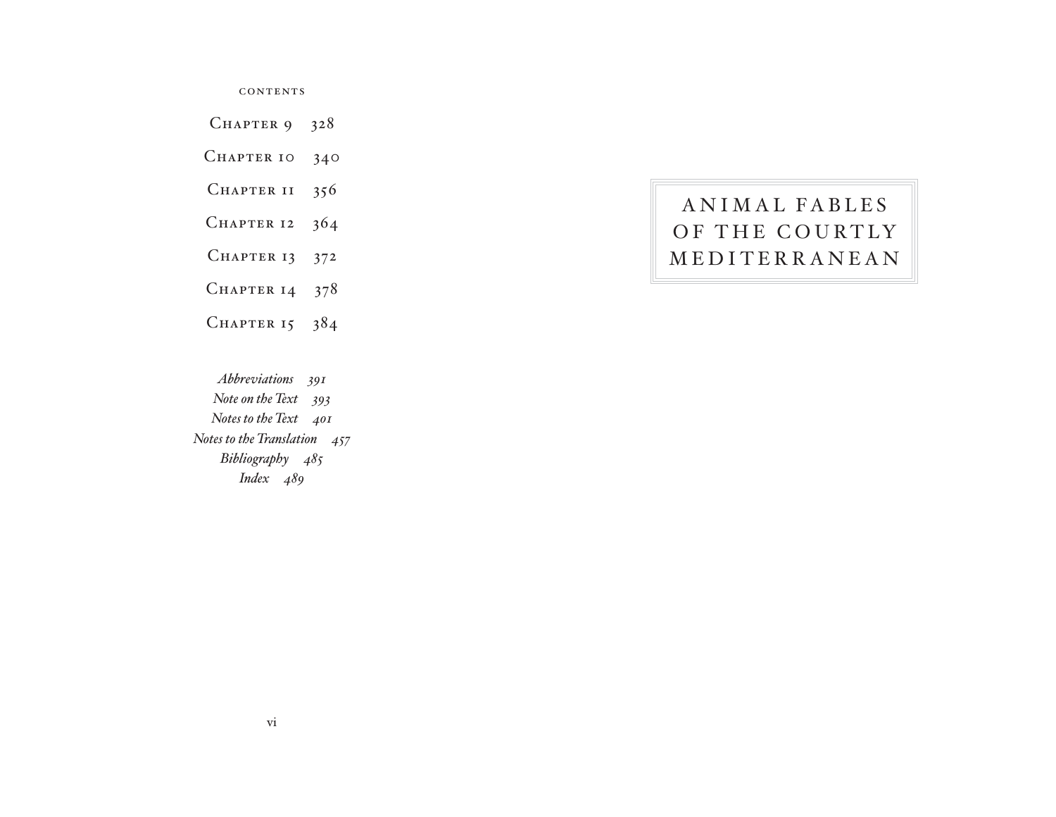Chapter 9 328

Chapter 10 340

Chapter 11 356

Chapter 12 364

Chapter 13 372

Chapter 14 378

Chapter 15 384

*Abbreviations 391*
*Note on the Text 393*
*Notes to the Text 401*
*Notes to the Translation 457*
*Bibliography 485*
*Index 489*

# ANIMAL FABLES OF THE COURTLY MEDITERRANEAN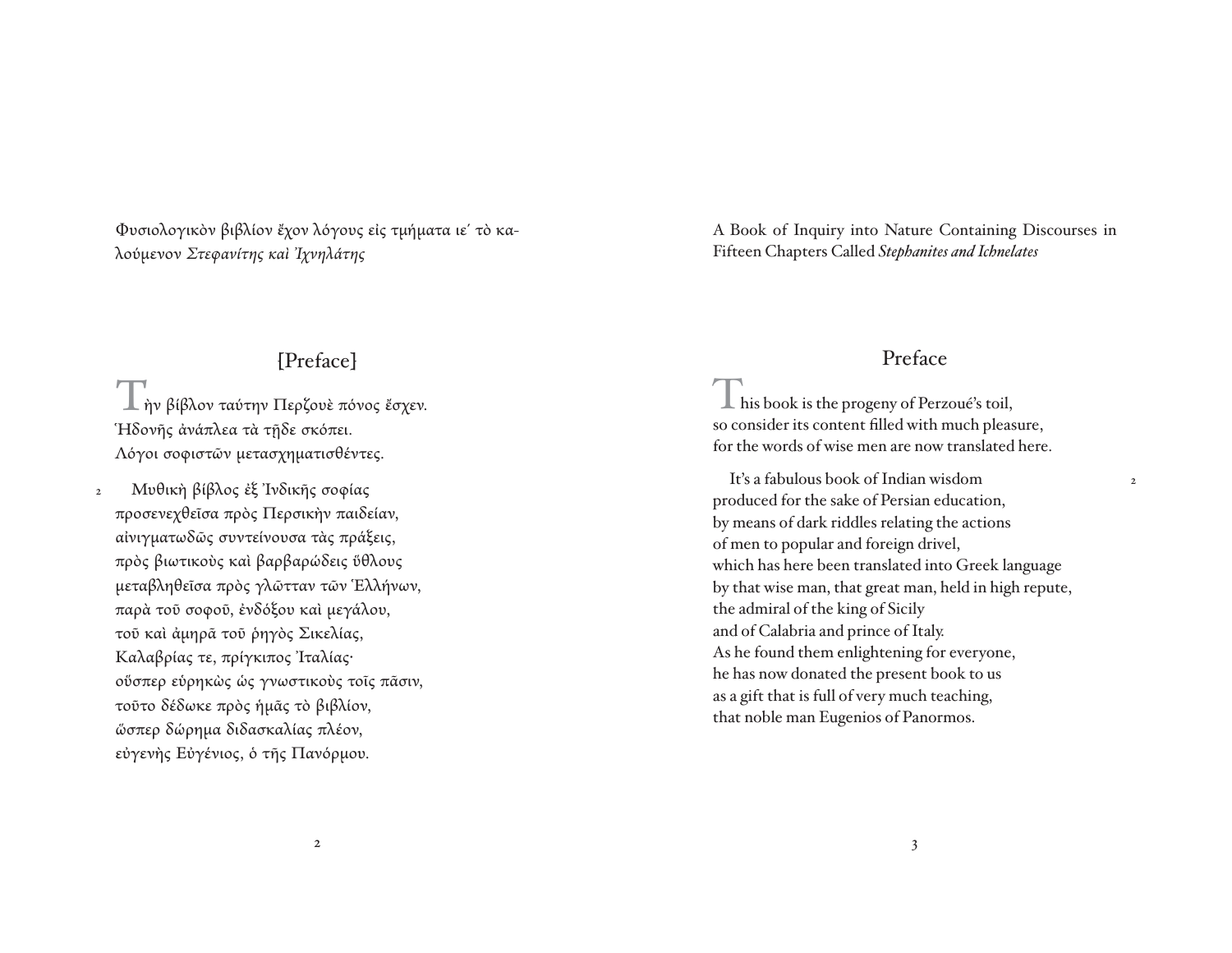Φυσιολογικὸν βιβλίον ἔχον λόγους εἰς τμήματα ιε´ τὸ καλούμενον *Στεφανίτης καὶ Ἰχνηλάτης*

## [Preface]

Τὴν βίβλον ταύτην Περζουὲ πόνος ἔσχεν.
Ἡδονῆς ἀνάπλεα τὰ τῇδε σκόπει.
Λόγοι σοφιστῶν μετασχηματισθέντες.

2 Μυθικὴ βίβλος ἐξ Ἰνδικῆς σοφίας
προσενεχθεῖσα πρὸς Περσικὴν παιδείαν,
αἰνιγματωδῶς συντείνουσα τὰς πράξεις,
πρὸς βιωτικοὺς καὶ βαρβαρώδεις ὕθλους
μεταβληθεῖσα πρὸς γλῶτταν τῶν Ἑλλήνων,
παρὰ τοῦ σοφοῦ, ἐνδόξου καὶ μεγάλου,
τοῦ καὶ ἀμηρᾶ τοῦ ῥηγὸς Σικελίας,
Καλαβρίας τε, πρίγκιπος Ἰταλίας·
οὕσπερ εὑρηκὼς ὡς γνωστικοὺς τοῖς πᾶσιν,
τοῦτο δέδωκε πρὸς ἡμᾶς τὸ βιβλίον,
ὥσπερ δώρημα διδασκαλίας πλέον,
εὐγενὴς Εὐγένιος, ὁ τῆς Πανόρμου.

A Book of Inquiry into Nature Containing Discourses in Fifteen Chapters Called *Stephanites and Ichnelates*

## Preface

This book is the progeny of Perzoué's toil,
so consider its content filled with much pleasure,
for the words of wise men are now translated here.

2 It's a fabulous book of Indian wisdom
produced for the sake of Persian education,
by means of dark riddles relating the actions
of men to popular and foreign drivel,
which has here been translated into Greek language
by that wise man, that great man, held in high repute,
the admiral of the king of Sicily
and of Calabria and prince of Italy.
As he found them enlightening for everyone,
he has now donated the present book to us
as a gift that is full of very much teaching,
that noble man Eugenios of Panormos.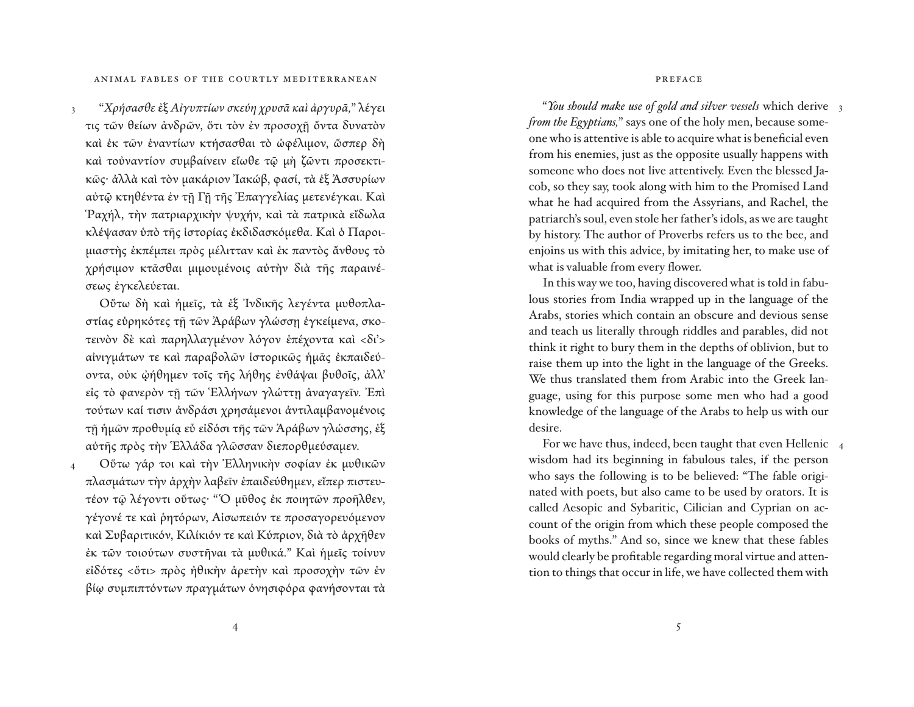3 "*Χρήσασθε ἐξ Αἰγυπτίων σκεύη χρυσᾶ καὶ ἀργυρᾶ,*" λέγει τις τῶν θείων ἀνδρῶν, ὅτι τὸν ἐν προσοχῇ ὄντα δυνατὸν καὶ ἐκ τῶν ἐναντίων κτήσασθαι τὸ ὠφέλιμον, ὥσπερ δὴ καὶ τοὐναντίον συμβαίνειν εἴωθε τῷ μὴ ζῶντι προσεκτικῶς· ἀλλὰ καὶ τὸν μακάριον Ἰακώβ, φασί, τὰ ἐξ Ἀσσυρίων αὐτῷ κτηθέντα ἐν τῇ Γῇ τῆς Ἐπαγγελίας μετενέγκαι. Καὶ Ῥαχήλ, τὴν πατριαρχικὴν ψυχήν, καὶ τὰ πατρικὰ εἴδωλα κλέψασαν ὑπὸ τῆς ἱστορίας ἐκδιδασκόμεθα. Καὶ ὁ Παροιμιαστὴς ἐκπέμπει πρὸς μέλιτταν καὶ ἐκ παντὸς ἄνθους τὸ χρήσιμον κτᾶσθαι μιμουμένοις αὐτὴν διὰ τῆς παραινέσεως ἐγκελεύεται.

Οὕτω δὴ καὶ ἡμεῖς, τὰ ἐξ Ἰνδικῆς λεγέντα μυθοπλαστίας εὑρηκότες τῇ τῶν Ἀράβων γλώσσῃ ἐγκείμενα, σκοτεινὸν δὲ καὶ παρηλλαγμένον λόγον ἐπέχοντα καὶ <δι'> αἰνιγμάτων τε καὶ παραβολῶν ἱστορικῶς ἡμᾶς ἐκπαιδεύοντα, οὐκ ᾠήθημεν τοῖς τῆς λήθης ἐνθάψαι βυθοῖς, ἀλλ' εἰς τὸ φανερὸν τῇ τῶν Ἑλλήνων γλώττῃ ἀναγαγεῖν. Ἐπὶ τούτων καί τισιν ἀνδράσι χρησάμενοι ἀντιλαμβανομένοις τῇ ἡμῶν προθυμίᾳ εὖ εἰδόσι τῆς τῶν Ἀράβων γλώσσης, ἐξ αὐτῆς πρὸς τὴν Ἑλλάδα γλῶσσαν διεπορθμεύσαμεν.

4 Οὕτω γάρ τοι καὶ τὴν Ἑλληνικὴν σοφίαν ἐκ μυθικῶν πλασμάτων τὴν ἀρχὴν λαβεῖν ἐπαιδεύθημεν, εἴπερ πιστευτέον τῷ λέγοντι οὕτως· "Ὁ μῦθος ἐκ ποιητῶν προῆλθεν, γέγονέ τε καὶ ῥητόρων, Αἰσωπειόν τε προσαγορευόμενον καὶ Συβαριτικόν, Κιλίκιόν τε καὶ Κύπριον, διὰ τὸ ἀρχῆθεν ἐκ τῶν τοιούτων συστῆναι τὰ μυθικά." Καὶ ἡμεῖς τοίνυν εἰδότες <ὅτι> πρὸς ἠθικὴν ἀρετὴν καὶ προσοχὴν τῶν ἐν βίῳ συμπιπτόντων πραγμάτων ὀνησιφόρα φανήσονται τὰ

3 "*You should make use of gold and silver vessels* which derive *from the Egyptians,*" says one of the holy men, because someone who is attentive is able to acquire what is beneficial even from his enemies, just as the opposite usually happens with someone who does not live attentively. Even the blessed Jacob, so they say, took along with him to the Promised Land what he had acquired from the Assyrians, and Rachel, the patriarch's soul, even stole her father's idols, as we are taught by history. The author of Proverbs refers us to the bee, and enjoins us with this advice, by imitating her, to make use of what is valuable from every flower.

In this way we too, having discovered what is told in fabulous stories from India wrapped up in the language of the Arabs, stories which contain an obscure and devious sense and teach us literally through riddles and parables, did not think it right to bury them in the depths of oblivion, but to raise them up into the light in the language of the Greeks. We thus translated them from Arabic into the Greek language, using for this purpose some men who had a good knowledge of the language of the Arabs to help us with our desire.

4 For we have thus, indeed, been taught that even Hellenic wisdom had its beginning in fabulous tales, if the person who says the following is to be believed: "The fable originated with poets, but also came to be used by orators. It is called Aesopic and Sybaritic, Cilician and Cyprian on account of the origin from which these people composed the books of myths." And so, since we knew that these fables would clearly be profitable regarding moral virtue and attention to things that occur in life, we have collected them with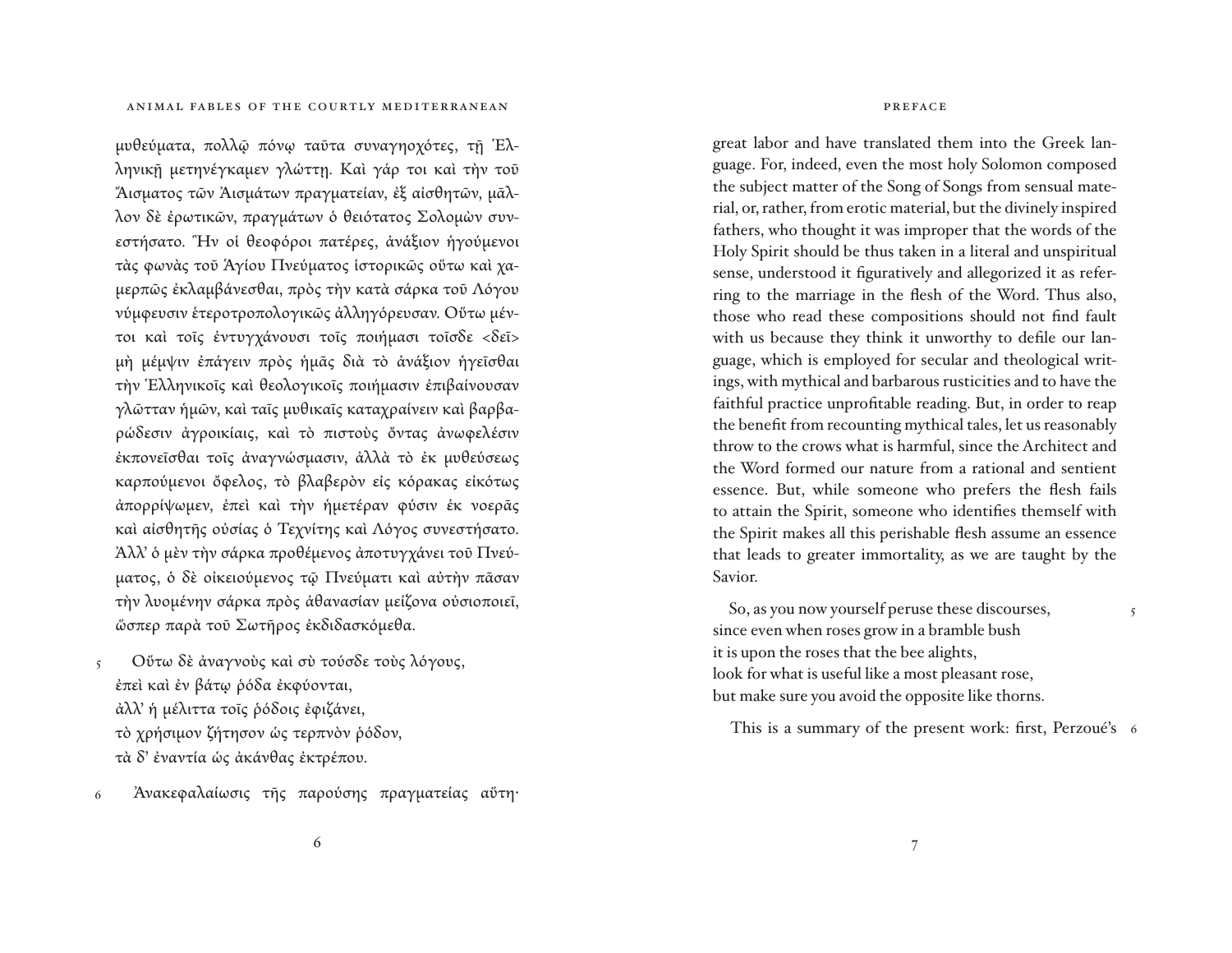μυθεύματα, πολλῷ πόνῳ ταῦτα συναγηοχότες, τῇ Ἑλληνικῇ μετηνέγκαμεν γλώττῃ. Καὶ γάρ τοι καὶ τὴν τοῦ Ἄισματος τῶν Ἀισμάτων πραγματείαν, ἐξ αἰσθητῶν, μᾶλλον δὲ ἐρωτικῶν, πραγμάτων ὁ θειότατος Σολομὼν συνεστήσατο. Ἣν οἱ θεοφόροι πατέρες, ἀνάξιον ἡγούμενοι τὰς φωνὰς τοῦ Ἁγίου Πνεύματος ἱστορικῶς οὕτω καὶ χαμερπῶς ἐκλαμβάνεσθαι, πρὸς τὴν κατὰ σάρκα τοῦ Λόγου νύμφευσιν ἑτεροτροπολογικῶς ἀλληγόρευσαν. Οὕτω μέντοι καὶ τοῖς ἐντυγχάνουσι τοῖς ποιήμασι τοῖσδε <δεῖ> μὴ μέμψιν ἐπάγειν πρὸς ἡμᾶς διὰ τὸ ἀνάξιον ἡγεῖσθαι τὴν Ἑλληνικοῖς καὶ θεολογικοῖς ποιήμασιν ἐπιβαίνουσαν γλῶτταν ἡμῶν, καὶ ταῖς μυθικαῖς καταχραίνειν καὶ βαρβαρώδεσιν ἀγροικίαις, καὶ τὸ πιστοὺς ὄντας ἀνωφελέσιν ἐκπονεῖσθαι τοῖς ἀναγνώσμασιν, ἀλλὰ τὸ ἐκ μυθεύσεως καρπούμενοι ὄφελος, τὸ βλαβερὸν εἰς κόρακας εἰκότως ἀπορρίψωμεν, ἐπεὶ καὶ τὴν ἡμετέραν φύσιν ἐκ νοερᾶς καὶ αἰσθητῆς οὐσίας ὁ Τεχνίτης καὶ Λόγος συνεστήσατο. Ἀλλ' ὁ μὲν τὴν σάρκα προθέμενος ἀποτυγχάνει τοῦ Πνεύματος, ὁ δὲ οἰκειούμενος τῷ Πνεύματι καὶ αὐτὴν πᾶσαν τὴν λυομένην σάρκα πρὸς ἀθανασίαν μείζονα οὐσιοποιεῖ, ὥσπερ παρὰ τοῦ Σωτῆρος ἐκδιδασκόμεθα.

5 Οὕτω δὲ ἀναγνοὺς καὶ σὺ τούσδε τοὺς λόγους,
ἐπεὶ καὶ ἐν βάτῳ ῥόδα ἐκφύονται,
ἀλλ' ἡ μέλιττα τοῖς ῥόδοις ἐφιζάνει,
τὸ χρήσιμον ζήτησον ὡς τερπνὸν ῥόδον,
τὰ δ' ἐναντία ὡς ἀκάνθας ἐκτρέπου.

6 Ἀνακεφαλαίωσις τῆς παρούσης πραγματείας αὕτη·

great labor and have translated them into the Greek language. For, indeed, even the most holy Solomon composed the subject matter of the Song of Songs from sensual material, or, rather, from erotic material, but the divinely inspired fathers, who thought it was improper that the words of the Holy Spirit should be thus taken in a literal and unspiritual sense, understood it figuratively and allegorized it as referring to the marriage in the flesh of the Word. Thus also, those who read these compositions should not find fault with us because they think it unworthy to defile our language, which is employed for secular and theological writings, with mythical and barbarous rusticities and to have the faithful practice unprofitable reading. But, in order to reap the benefit from recounting mythical tales, let us reasonably throw to the crows what is harmful, since the Architect and the Word formed our nature from a rational and sentient essence. But, while someone who prefers the flesh fails to attain the Spirit, someone who identifies themself with the Spirit makes all this perishable flesh assume an essence that leads to greater immortality, as we are taught by the Savior.

5 So, as you now yourself peruse these discourses,
since even when roses grow in a bramble bush
it is upon the roses that the bee alights,
look for what is useful like a most pleasant rose,
but make sure you avoid the opposite like thorns.

6 This is a summary of the present work: first, Perzoué's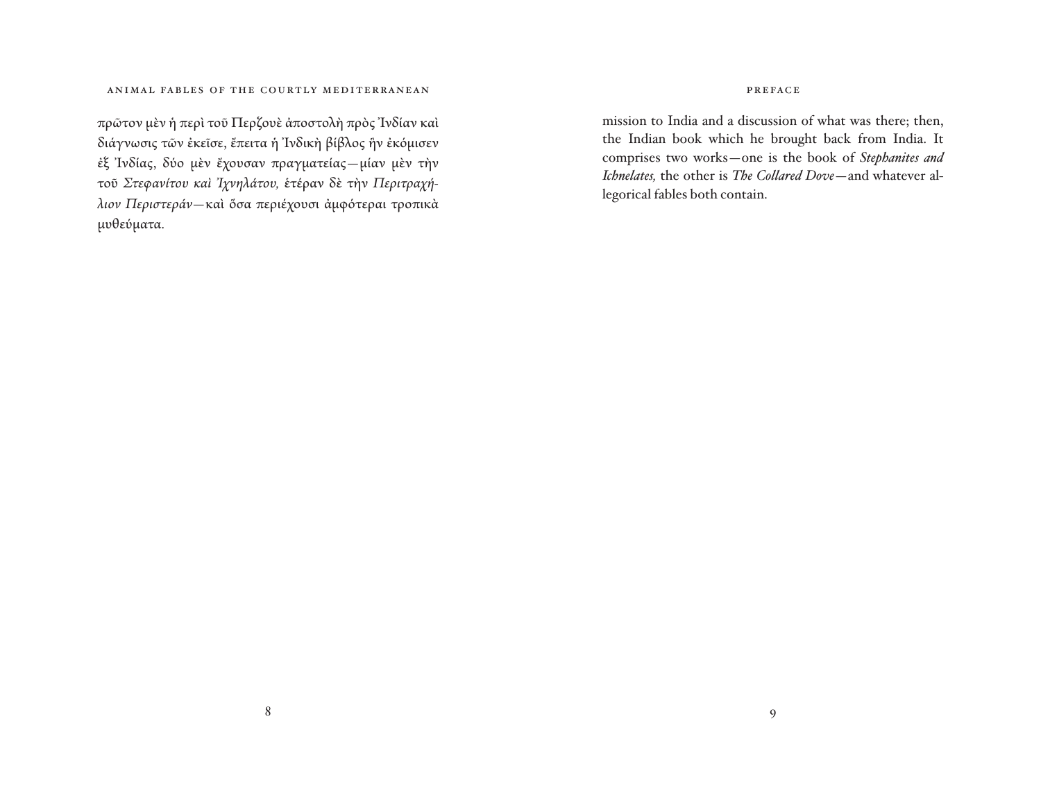πρῶτον μὲν ἡ περὶ τοῦ Περζουὲ ἀποστολὴ πρὸς Ἰνδίαν καὶ διάγνωσις τῶν ἐκεῖσε, ἔπειτα ἡ Ἰνδικὴ βίβλος ἣν ἐκόμισεν ἐξ Ἰνδίας, δύο μὲν ἔχουσαν πραγματείας—μίαν μὲν τὴν τοῦ *Στεφανίτου καὶ Ἰχνηλάτου,* ἑτέραν δὲ τὴν *Περιτραχήλιον Περιστεράν*—καὶ ὅσα περιέχουσι ἀμφότεραι τροπικὰ μυθεύματα.

mission to India and a discussion of what was there; then, the Indian book which he brought back from India. It comprises two works—one is the book of *Stephanites and Ichnelates,* the other is *The Collared Dove*—and whatever allegorical fables both contain.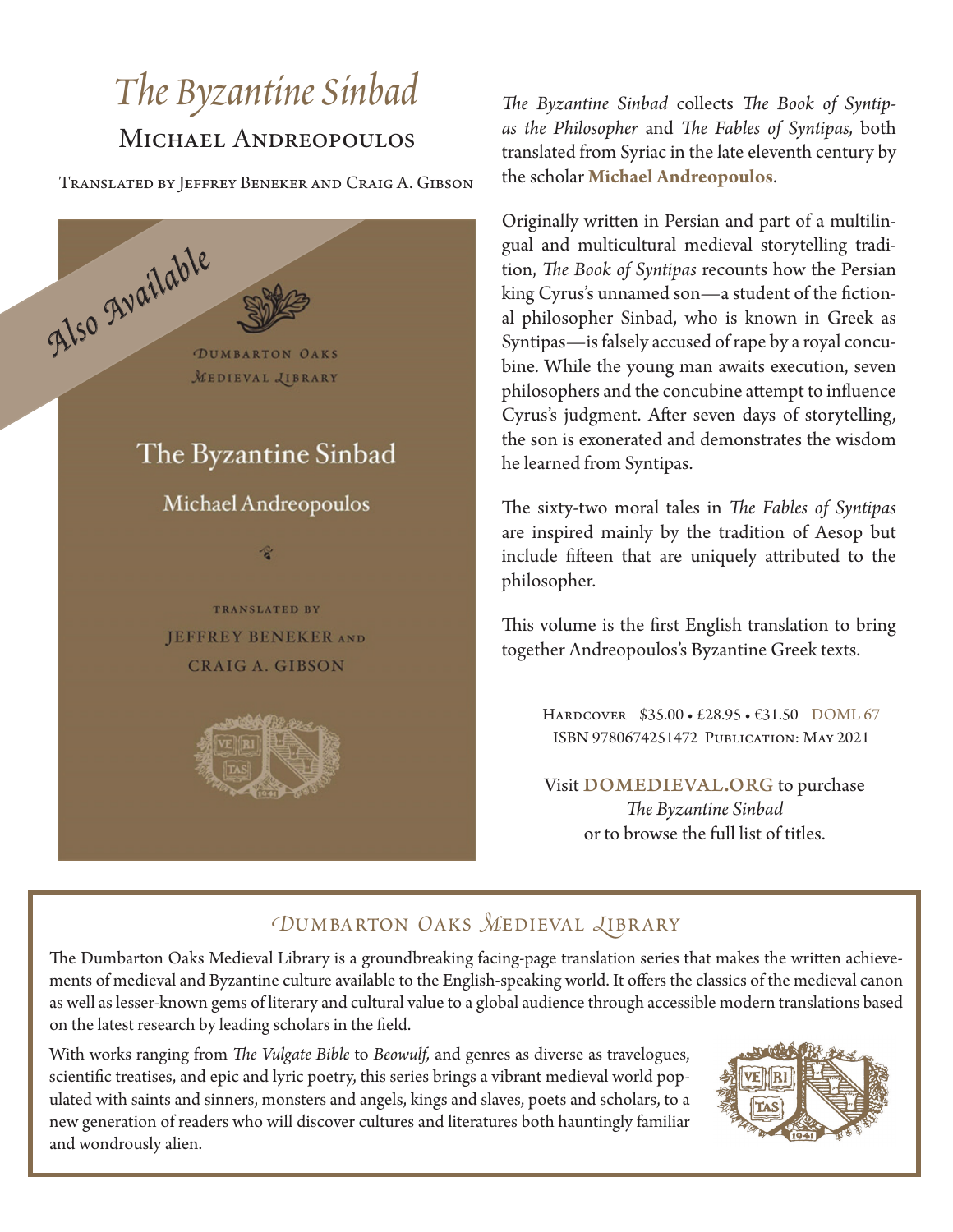# *The Byzantine Sinbad*

## Michael Andreopoulos

Translated by Jeffrey Beneker and Craig A. Gibson

Also Available

Dumbarton Oaks Medieval Library

The Byzantine Sinbad

Michael Andreopoulos

Translated by Jeffrey Beneker and Craig A. Gibson

*The Byzantine Sinbad* collects *The Book of Syntipas the Philosopher* and *The Fables of Syntipas,* both translated from Syriac in the late eleventh century by the scholar **Michael Andreopoulos**.

Originally written in Persian and part of a multilingual and multicultural medieval storytelling tradition, *The Book of Syntipas* recounts how the Persian king Cyrus's unnamed son—a student of the fictional philosopher Sinbad, who is known in Greek as Syntipas—is falsely accused of rape by a royal concubine. While the young man awaits execution, seven philosophers and the concubine attempt to influence Cyrus's judgment. After seven days of storytelling, the son is exonerated and demonstrates the wisdom he learned from Syntipas.

The sixty-two moral tales in *The Fables of Syntipas* are inspired mainly by the tradition of Aesop but include fifteen that are uniquely attributed to the philosopher.

This volume is the first English translation to bring together Andreopoulos's Byzantine Greek texts.

Hardcover $35.00 • £28.95 • €31.50 DOML 67
ISBN 9780674251472 Publication: May 2021

Visit **DOMEDIEVAL.ORG** to purchase *The Byzantine Sinbad* or to browse the full list of titles.

## Dumbarton Oaks Medieval Library

The Dumbarton Oaks Medieval Library is a groundbreaking facing-page translation series that makes the written achievements of medieval and Byzantine culture available to the English-speaking world. It offers the classics of the medieval canon as well as lesser-known gems of literary and cultural value to a global audience through accessible modern translations based on the latest research by leading scholars in the field.

With works ranging from *The Vulgate Bible* to *Beowulf,* and genres as diverse as travelogues, scientific treatises, and epic and lyric poetry, this series brings a vibrant medieval world populated with saints and sinners, monsters and angels, kings and slaves, poets and scholars, to a new generation of readers who will discover cultures and literatures both hauntingly familiar and wondrously alien.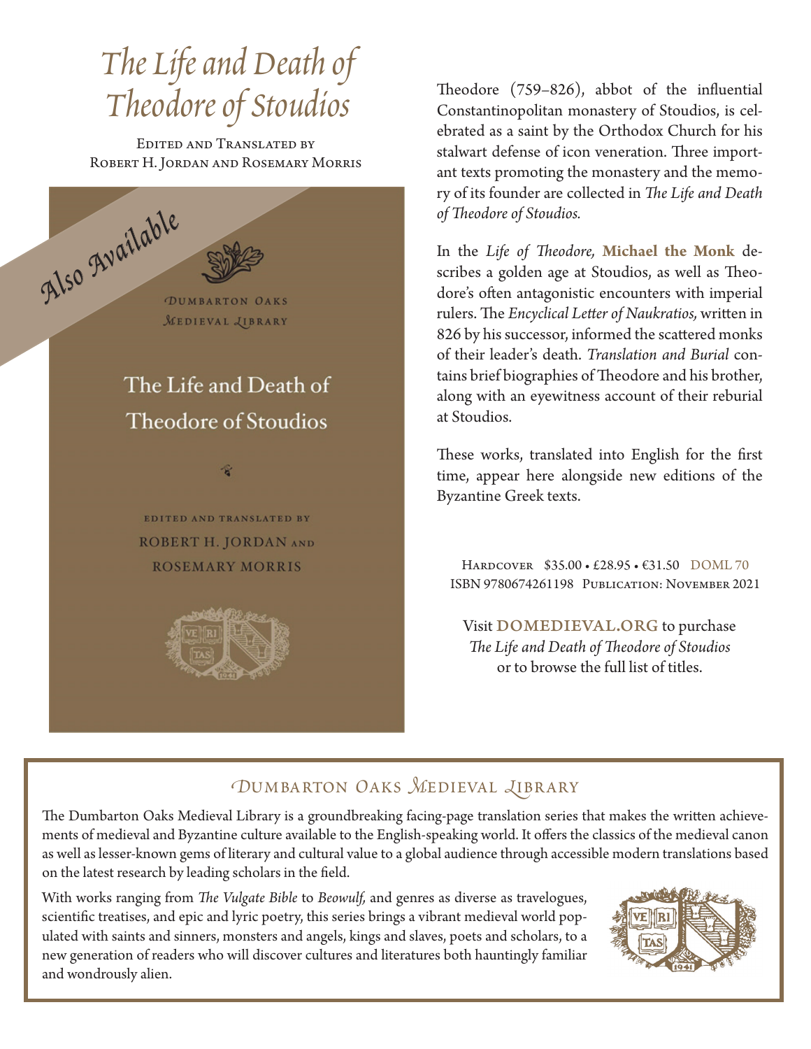# *The Life and Death of Theodore of Stoudios*

Edited and Translated by
Robert H. Jordan and Rosemary Morris

Also Available

Dumbarton Oaks
Medieval Library

The Life and Death of
Theodore of Stoudios

Edited and Translated by
Robert H. Jordan and
Rosemary Morris

Theodore (759–826), abbot of the influential Constantinopolitan monastery of Stoudios, is celebrated as a saint by the Orthodox Church for his stalwart defense of icon veneration. Three important texts promoting the monastery and the memory of its founder are collected in *The Life and Death of Theodore of Stoudios.*

In the *Life of Theodore,* **Michael the Monk** describes a golden age at Stoudios, as well as Theodore's often antagonistic encounters with imperial rulers. The *Encyclical Letter of Naukratios,* written in 826 by his successor, informed the scattered monks of their leader's death. *Translation and Burial* contains brief biographies of Theodore and his brother, along with an eyewitness account of their reburial at Stoudios.

These works, translated into English for the first time, appear here alongside new editions of the Byzantine Greek texts.

Hardcover $35.00 • £28.95 • €31.50 DOML 70
ISBN 9780674261198 Publication: November 2021

Visit **DOMEDIEVAL.ORG** to purchase
*The Life and Death of Theodore of Stoudios*
or to browse the full list of titles.

## Dumbarton Oaks Medieval Library

The Dumbarton Oaks Medieval Library is a groundbreaking facing-page translation series that makes the written achievements of medieval and Byzantine culture available to the English-speaking world. It offers the classics of the medieval canon as well as lesser-known gems of literary and cultural value to a global audience through accessible modern translations based on the latest research by leading scholars in the field.

With works ranging from *The Vulgate Bible* to *Beowulf,* and genres as diverse as travelogues, scientific treatises, and epic and lyric poetry, this series brings a vibrant medieval world populated with saints and sinners, monsters and angels, kings and slaves, poets and scholars, to a new generation of readers who will discover cultures and literatures both hauntingly familiar and wondrously alien.